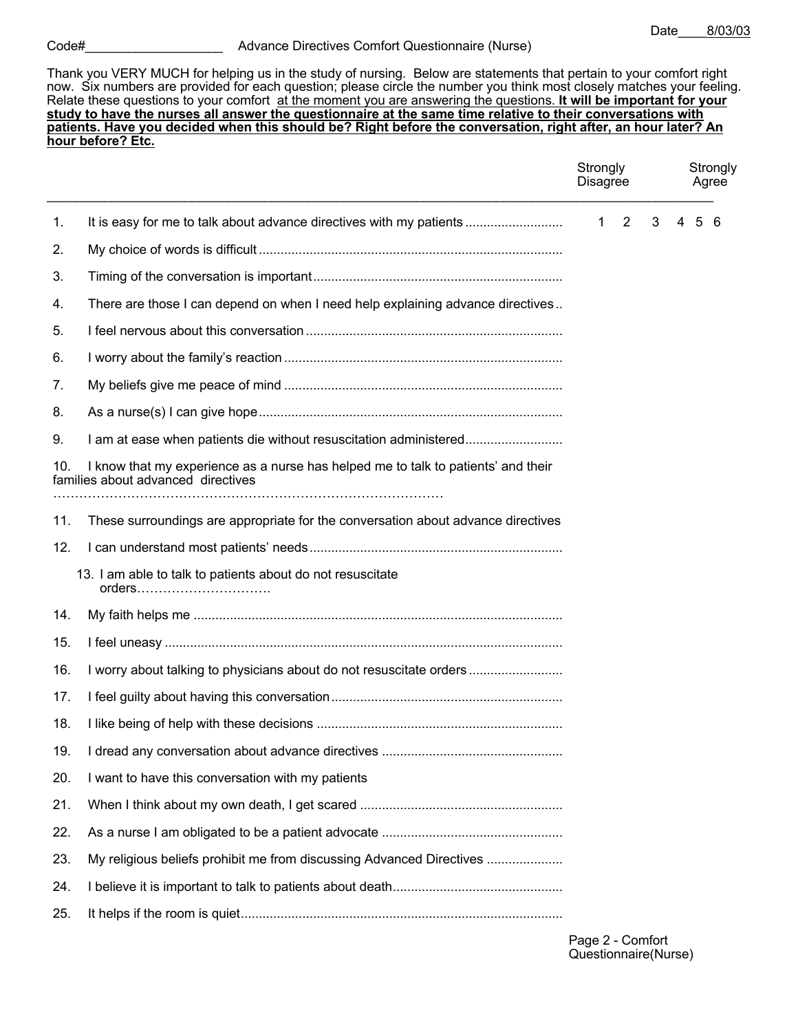Date 8/03/03

Code#___________________ Advance Directives Comfort Questionnaire (Nurse)

Thank you VERY MUCH for helping us in the study of nursing. Below are statements that pertain to your comfort right now. Six numbers are provided for each question; please circle the number you think most closely matches your feeling. Relate these questions to your comfort at the moment you are answering the questions. **It will be important for your study to have the nurses all answer the questionnaire at the same time relative to their conversations with patients. Have you decided when this should be? Right before the conversation, right after, an hour later? An hour before? Etc.**

| | Statement | Strongly Disagree | | | | | Strongly Agree |
|---|---|---|---|---|---|---|---|
| 1. | It is easy for me to talk about advance directives with my patients | 1 | 2 | 3 | 4 | 5 | 6 |
| 2. | My choice of words is difficult | | | | | | |
| 3. | Timing of the conversation is important | | | | | | |
| 4. | There are those I can depend on when I need help explaining advance directives | | | | | | |
| 5. | I feel nervous about this conversation | | | | | | |
| 6. | I worry about the family's reaction | | | | | | |
| 7. | My beliefs give me peace of mind | | | | | | |
| 8. | As a nurse(s) I can give hope | | | | | | |
| 9. | I am at ease when patients die without resuscitation administered | | | | | | |
| 10. | I know that my experience as a nurse has helped me to talk to patients' and their families about advanced directives | | | | | | |
| 11. | These surroundings are appropriate for the conversation about advance directives | | | | | | |
| 12. | I can understand most patients' needs | | | | | | |
| 13. | I am able to talk to patients about do not resuscitate orders | | | | | | |
| 14. | My faith helps me | | | | | | |
| 15. | I feel uneasy | | | | | | |
| 16. | I worry about talking to physicians about do not resuscitate orders | | | | | | |
| 17. | I feel guilty about having this conversation | | | | | | |
| 18. | I like being of help with these decisions | | | | | | |
| 19. | I dread any conversation about advance directives | | | | | | |
| 20. | I want to have this conversation with my patients | | | | | | |
| 21. | When I think about my own death, I get scared | | | | | | |
| 22. | As a nurse I am obligated to be a patient advocate | | | | | | |
| 23. | My religious beliefs prohibit me from discussing Advanced Directives | | | | | | |
| 24. | I believe it is important to talk to patients about death | | | | | | |
| 25. | It helps if the room is quiet | | | | | | |

Page 2 - Comfort Questionnaire(Nurse)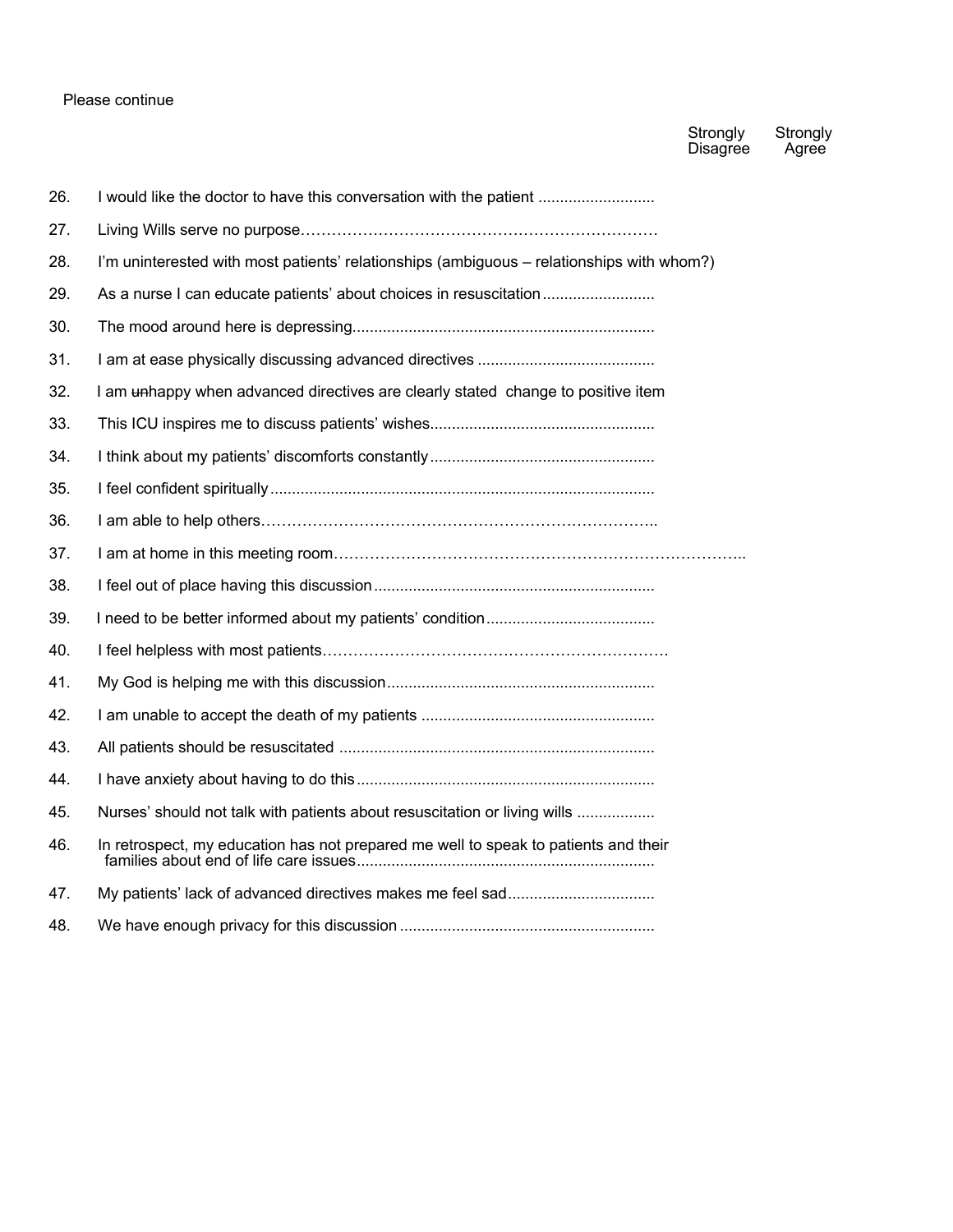Please continue

| | | Strongly Disagree | Strongly Agree |
|---|---|---|---|
| 26. | I would like the doctor to have this conversation with the patient ........................... | | |
| 27. | Living Wills serve no purpose…………………………………………………………… | | |
| 28. | I'm uninterested with most patients' relationships (ambiguous – relationships with whom?) | | |
| 29. | As a nurse I can educate patients' about choices in resuscitation .......................... | | |
| 30. | The mood around here is depressing..................................................................... | | |
| 31. | I am at ease physically discussing advanced directives ......................................... | | |
| 32. | I am ~~un~~happy when advanced directives are clearly stated change to positive item | | |
| 33. | This ICU inspires me to discuss patients' wishes.................................................... | | |
| 34. | I think about my patients' discomforts constantly .................................................... | | |
| 35. | I feel confident spiritually ......................................................................................... | | |
| 36. | I am able to help others…………….………………….……………………………….. | | |
| 37. | I am at home in this meeting room…………………………………………………………………….. | | |
| 38. | I feel out of place having this discussion ................................................................. | | |
| 39. | I need to be better informed about my patients' condition ....................................... | | |
| 40. | I feel helpless with most patients……………………………………………………………. | | |
| 41. | My God is helping me with this discussion .............................................................. | | |
| 42. | I am unable to accept the death of my patients ...................................................... | | |
| 43. | All patients should be resuscitated ......................................................................... | | |
| 44. | I have anxiety about having to do this ..................................................................... | | |
| 45. | Nurses' should not talk with patients about resuscitation or living wills .................. | | |
| 46. | In retrospect, my education has not prepared me well to speak to patients and their families about end of life care issues ..................................................................... | | |
| 47. | My patients' lack of advanced directives makes me feel sad .................................. | | |
| 48. | We have enough privacy for this discussion ........................................................... | | |